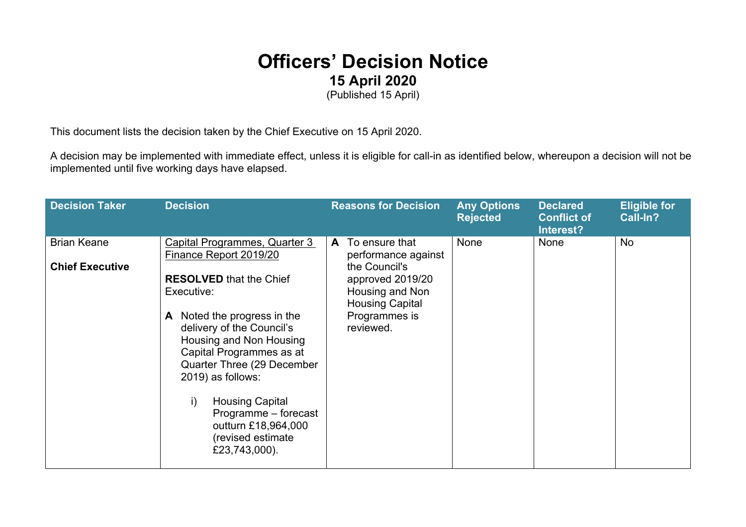# Officers' Decision Notice

## 15 April 2020

(Published 15 April)

This document lists the decision taken by the Chief Executive on 15 April 2020.

A decision may be implemented with immediate effect, unless it is eligible for call-in as identified below, whereupon a decision will not be implemented until five working days have elapsed.

| Decision Taker | Decision | Reasons for Decision | Any Options Rejected | Declared Conflict of Interest? | Eligible for Call-In? |
|---|---|---|---|---|---|
| Brian Keane<br><br>**Chief Executive** | <u>Capital Programmes, Quarter 3 Finance Report 2019/20</u><br><br>**RESOLVED** that the Chief Executive:<br><br>**A** Noted the progress in the delivery of the Council's Housing and Non Housing Capital Programmes as at Quarter Three (29 December 2019) as follows:<br><br>i) Housing Capital Programme – forecast outturn £18,964,000 (revised estimate £23,743,000). | **A** To ensure that performance against the Council's approved 2019/20 Housing and Non Housing Capital Programmes is reviewed. | None | None | No |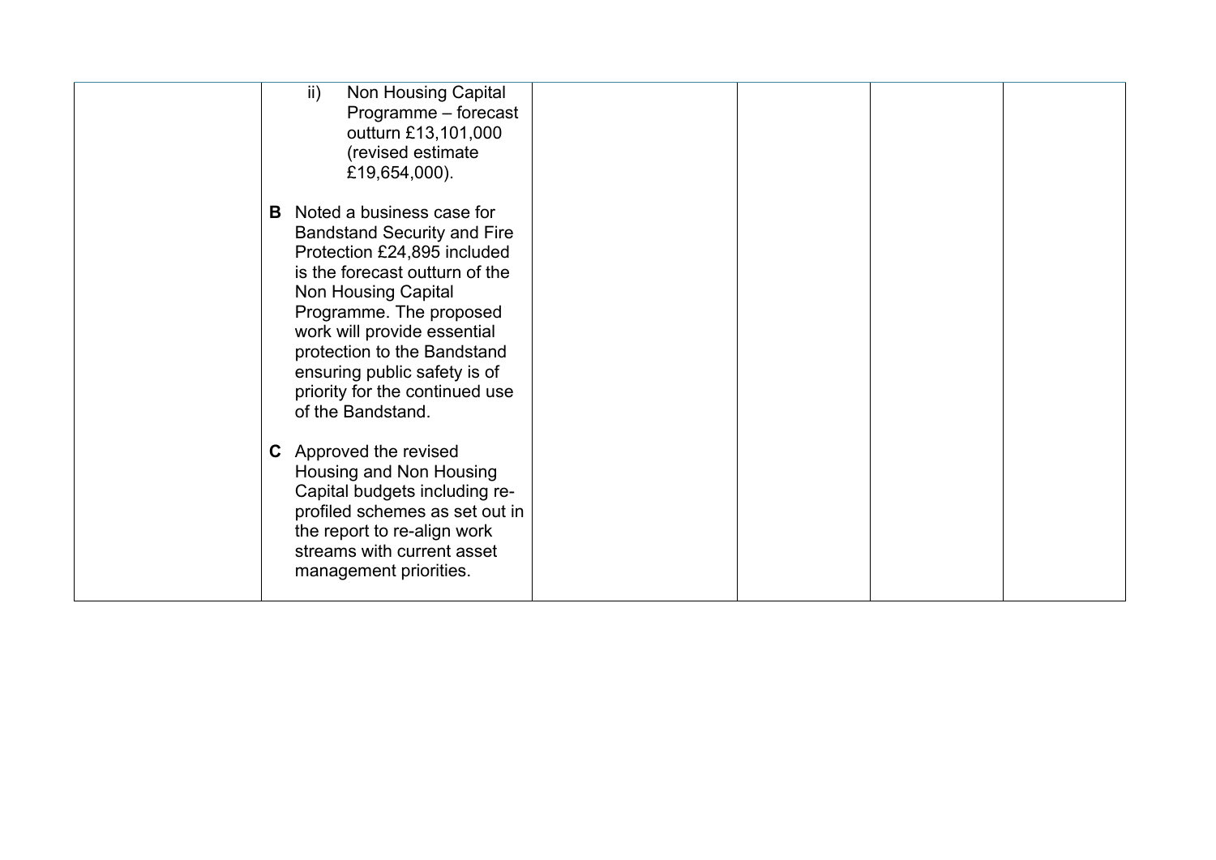| | | | | | |
|---|---|---|---|---|---|
| | ii) Non Housing Capital Programme – forecast outturn £13,101,000 (revised estimate £19,654,000).<br><br>**B** Noted a business case for Bandstand Security and Fire Protection £24,895 included is the forecast outturn of the Non Housing Capital Programme. The proposed work will provide essential protection to the Bandstand ensuring public safety is of priority for the continued use of the Bandstand.<br><br>**C** Approved the revised Housing and Non Housing Capital budgets including re-profiled schemes as set out in the report to re-align work streams with current asset management priorities. | | | | |